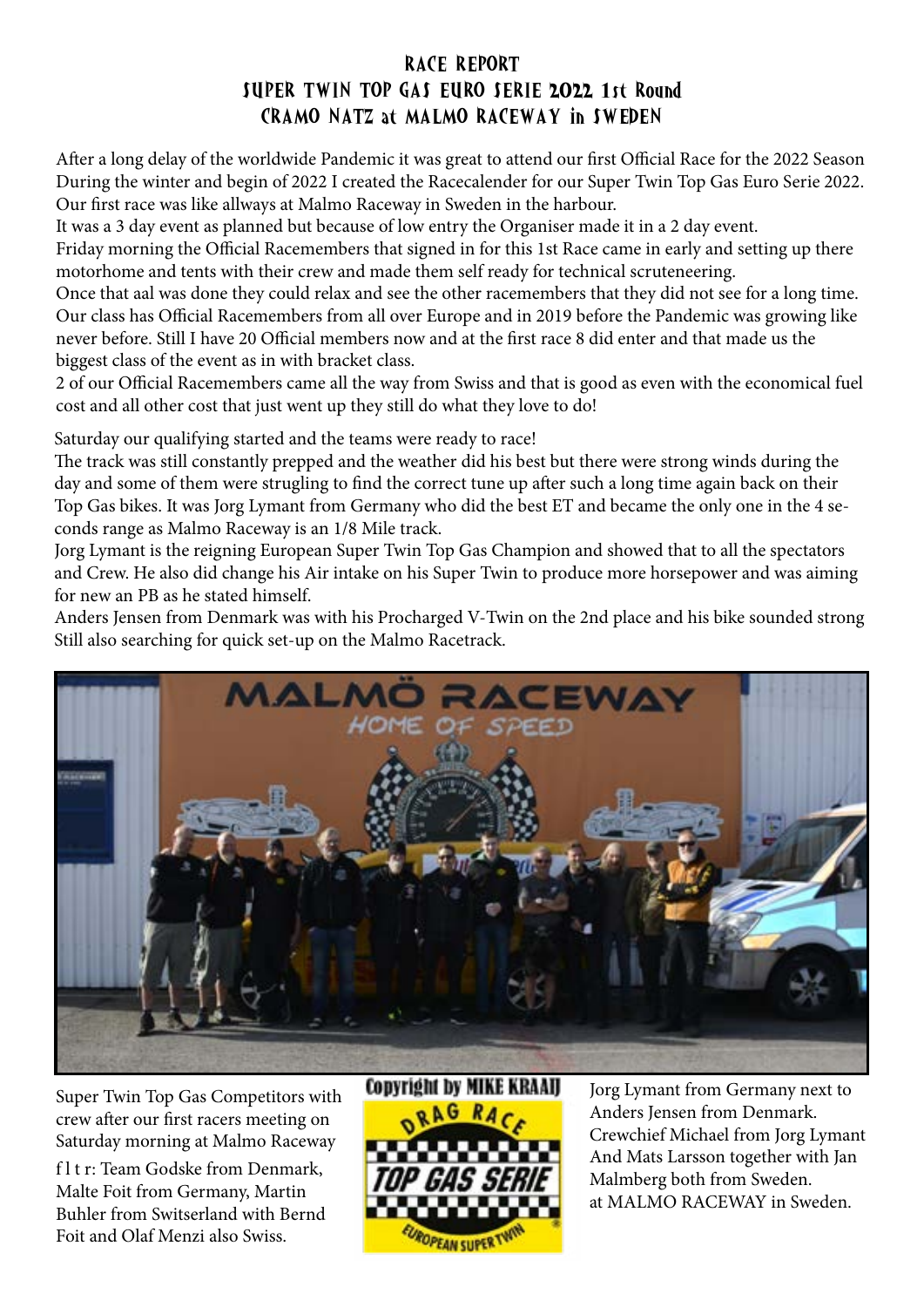# RACE REPORT
## SUPER TWIN TOP GAS EURO SERIE 2022 1st Round
## CRAMO NATZ at MALMO RACEWAY in SWEDEN

After a long delay of the worldwide Pandemic it was great to attend our first Official Race for the 2022 Season During the winter and begin of 2022 I created the Racecalender for our Super Twin Top Gas Euro Serie 2022. Our first race was like allways at Malmo Raceway in Sweden in the harbour.
It was a 3 day event as planned but because of low entry the Organiser made it in a 2 day event.
Friday morning the Official Racemembers that signed in for this 1st Race came in early and setting up there motorhome and tents with their crew and made them self ready for technical scruteneering.
Once that aal was done they could relax and see the other racemembers that they did not see for a long time. Our class has Official Racemembers from all over Europe and in 2019 before the Pandemic was growing like never before. Still I have 20 Official members now and at the first race 8 did enter and that made us the biggest class of the event as in with bracket class.
2 of our Official Racemembers came all the way from Swiss and that is good as even with the economical fuel cost and all other cost that just went up they still do what they love to do!

Saturday our qualifying started and the teams were ready to race!
The track was still constantly prepped and the weather did his best but there were strong winds during the day and some of them were strugling to find the correct tune up after such a long time again back on their Top Gas bikes. It was Jorg Lymant from Germany who did the best ET and became the only one in the 4 seconds range as Malmo Raceway is an 1/8 Mile track.
Jorg Lymant is the reigning European Super Twin Top Gas Champion and showed that to all the spectators and Crew. He also did change his Air intake on his Super Twin to produce more horsepower and was aiming for new an PB as he stated himself.
Anders Jensen from Denmark was with his Procharged V-Twin on the 2nd place and his bike sounded strong Still also searching for quick set-up on the Malmo Racetrack.

Super Twin Top Gas Competitors with crew after our first racers meeting on Saturday morning at Malmo Raceway

f l t r: Team Godske from Denmark, Malte Foit from Germany, Martin Buhler from Switserland with Bernd Foit and Olaf Menzi also Swiss.

Copyright by MIKE KRAAIJ

Jorg Lymant from Germany next to Anders Jensen from Denmark. Crewchief Michael from Jorg Lymant And Mats Larsson together with Jan Malmberg both from Sweden. at MALMO RACEWAY in Sweden.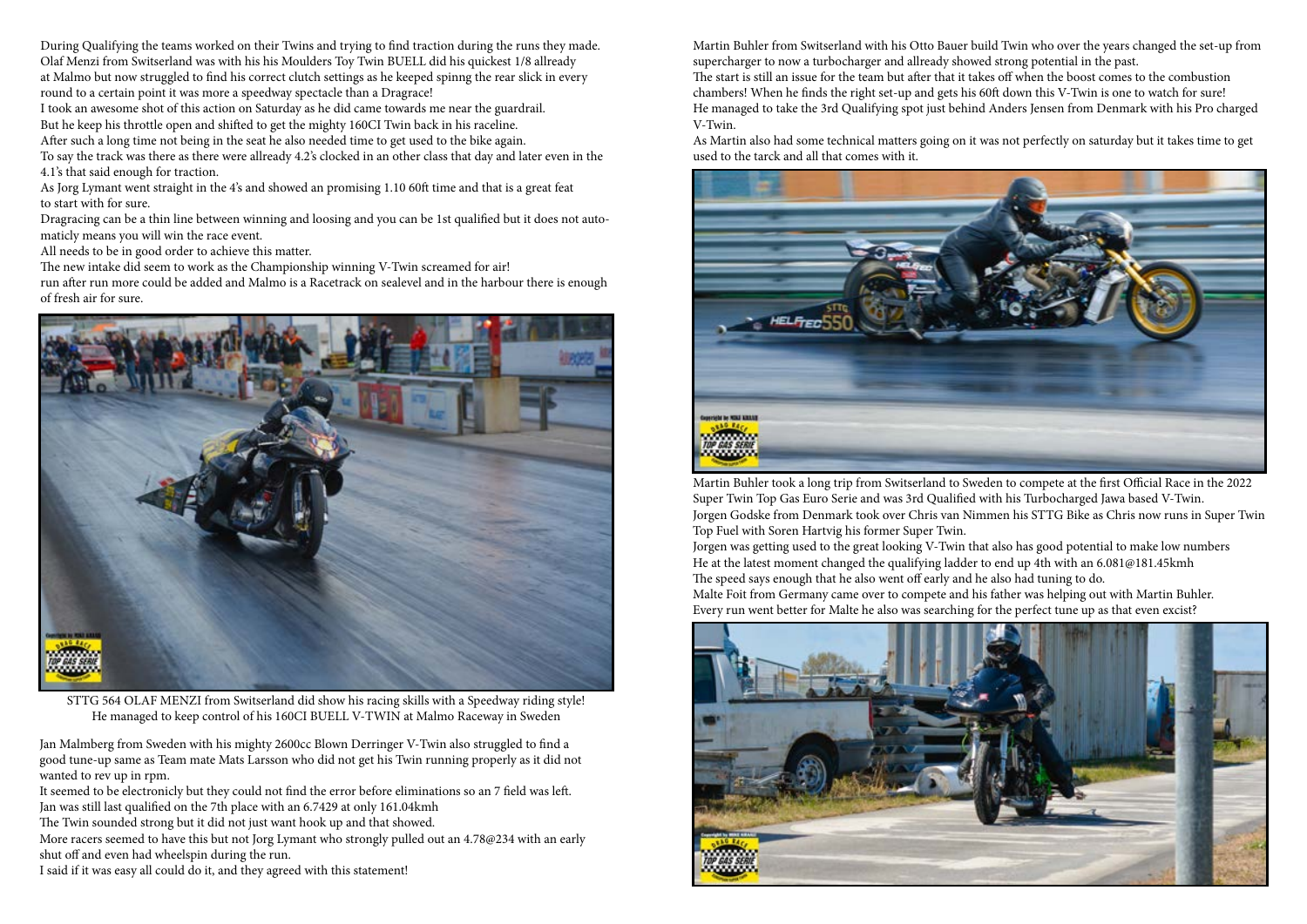During Qualifying the teams worked on their Twins and trying to find traction during the runs they made. Olaf Menzi from Switserland was with his his Moulders Toy Twin BUELL did his quickest 1/8 allready at Malmo but now struggled to find his correct clutch settings as he keeped spinng the rear slick in every round to a certain point it was more a speedway spectacle than a Dragrace!
I took an awesome shot of this action on Saturday as he did came towards me near the guardrail.
But he keep his throttle open and shifted to get the mighty 160CI Twin back in his raceline.
After such a long time not being in the seat he also needed time to get used to the bike again.
To say the track was there as there were allready 4.2's clocked in an other class that day and later even in the 4.1's that said enough for traction.
As Jorg Lymant went straight in the 4's and showed an promising 1.10 60ft time and that is a great feat to start with for sure.
Dragracing can be a thin line between winning and loosing and you can be 1st qualified but it does not automaticly means you will win the race event.
All needs to be in good order to achieve this matter.
The new intake did seem to work as the Championship winning V-Twin screamed for air!
run after run more could be added and Malmo is a Racetrack on sealevel and in the harbour there is enough of fresh air for sure.

STTG 564 OLAF MENZI from Switserland did show his racing skills with a Speedway riding style!
He managed to keep control of his 160CI BUELL V-TWIN at Malmo Raceway in Sweden

Jan Malmberg from Sweden with his mighty 2600cc Blown Derringer V-Twin also struggled to find a good tune-up same as Team mate Mats Larsson who did not get his Twin running properly as it did not wanted to rev up in rpm.
It seemed to be electronicly but they could not find the error before eliminations so an 7 field was left.
Jan was still last qualified on the 7th place with an 6.7429 at only 161.04kmh
The Twin sounded strong but it did not just want hook up and that showed.
More racers seemed to have this but not Jorg Lymant who strongly pulled out an 4.78@234 with an early shut off and even had wheelspin during the run.
I said if it was easy all could do it, and they agreed with this statement!

Martin Buhler from Switserland with his Otto Bauer build Twin who over the years changed the set-up from supercharger to now a turbocharger and allready showed strong potential in the past.
The start is still an issue for the team but after that it takes off when the boost comes to the combustion chambers! When he finds the right set-up and gets his 60ft down this V-Twin is one to watch for sure!
He managed to take the 3rd Qualifying spot just behind Anders Jensen from Denmark with his Pro charged V-Twin.
As Martin also had some technical matters going on it was not perfectly on saturday but it takes time to get used to the tarck and all that comes with it.

Martin Buhler took a long trip from Switserland to Sweden to compete at the first Official Race in the 2022 Super Twin Top Gas Euro Serie and was 3rd Qualified with his Turbocharged Jawa based V-Twin.
Jorgen Godske from Denmark took over Chris van Nimmen his STTG Bike as Chris now runs in Super Twin Top Fuel with Soren Hartvig his former Super Twin.
Jorgen was getting used to the great looking V-Twin that also has good potential to make low numbers
He at the latest moment changed the qualifying ladder to end up 4th with an 6.081@181.45kmh
The speed says enough that he also went off early and he also had tuning to do.
Malte Foit from Germany came over to compete and his father was helping out with Martin Buhler.
Every run went better for Malte he also was searching for the perfect tune up as that even excist?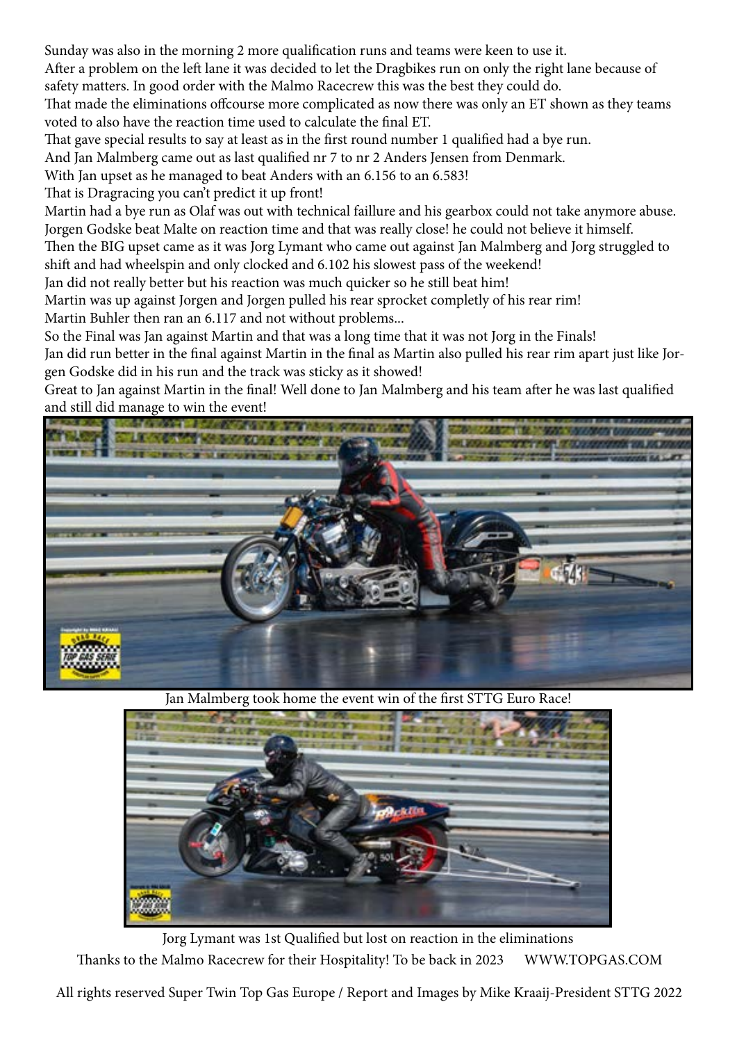Sunday was also in the morning 2 more qualification runs and teams were keen to use it.
After a problem on the left lane it was decided to let the Dragbikes run on only the right lane because of safety matters. In good order with the Malmo Racecrew this was the best they could do.
That made the eliminations offcourse more complicated as now there was only an ET shown as they teams voted to also have the reaction time used to calculate the final ET.
That gave special results to say at least as in the first round number 1 qualified had a bye run.
And Jan Malmberg came out as last qualified nr 7 to nr 2 Anders Jensen from Denmark.
With Jan upset as he managed to beat Anders with an 6.156 to an 6.583!
That is Dragracing you can't predict it up front!
Martin had a bye run as Olaf was out with technical faillure and his gearbox could not take anymore abuse.
Jorgen Godske beat Malte on reaction time and that was really close! he could not believe it himself.
Then the BIG upset came as it was Jorg Lymant who came out against Jan Malmberg and Jorg struggled to shift and had wheelspin and only clocked and 6.102 his slowest pass of the weekend!
Jan did not really better but his reaction was much quicker so he still beat him!
Martin was up against Jorgen and Jorgen pulled his rear sprocket completly of his rear rim!
Martin Buhler then ran an 6.117 and not without problems...
So the Final was Jan against Martin and that was a long time that it was not Jorg in the Finals!
Jan did run better in the final against Martin in the final as Martin also pulled his rear rim apart just like Jorgen Godske did in his run and the track was sticky as it showed!
Great to Jan against Martin in the final! Well done to Jan Malmberg and his team after he was last qualified and still did manage to win the event!

Jan Malmberg took home the event win of the first STTG Euro Race!

Jorg Lymant was 1st Qualified but lost on reaction in the eliminations

Thanks to the Malmo Racecrew for their Hospitality! To be back in 2023 WWW.TOPGAS.COM

All rights reserved Super Twin Top Gas Europe / Report and Images by Mike Kraaij-President STTG 2022